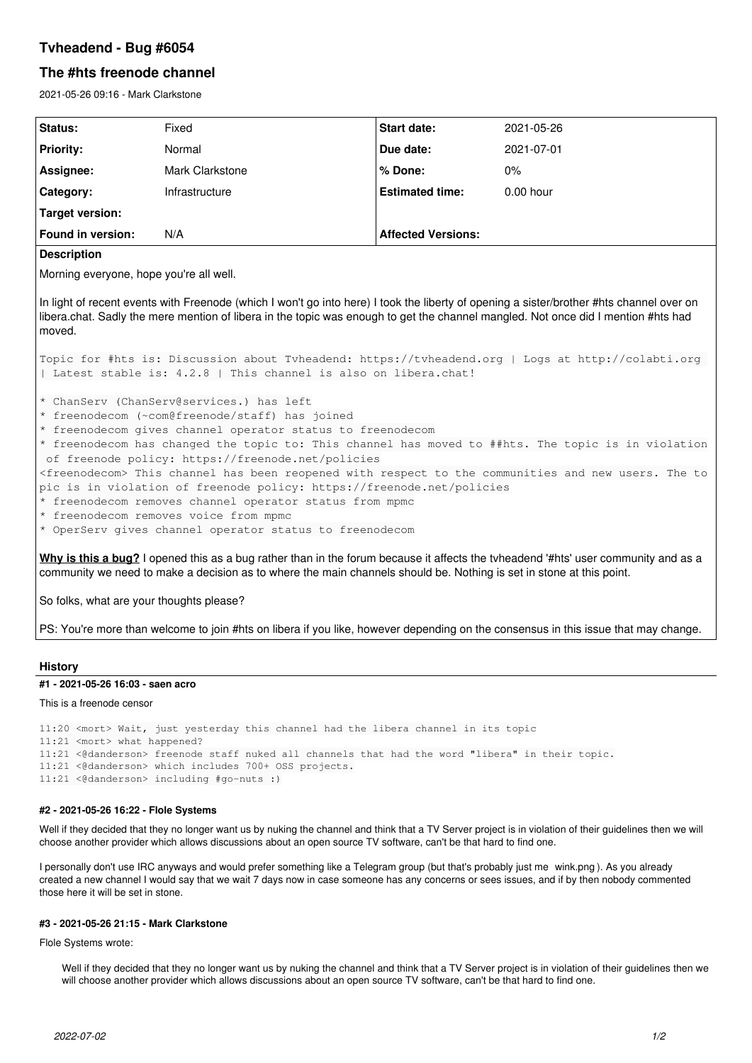# Tvheadend - Bug #6054

## The #hts freenode channel

2021-05-26 09:16 - Mark Clarkstone

| Status: | Fixed | Start date: | 2021-05-26 |
|---|---|---|---|
| Priority: | Normal | Due date: | 2021-07-01 |
| Assignee: | Mark Clarkstone | % Done: | 0% |
| Category: | Infrastructure | Estimated time: | 0.00 hour |
| Target version: | | | |
| Found in version: | N/A | Affected Versions: | |

**Description**

Morning everyone, hope you're all well.

In light of recent events with Freenode (which I won't go into here) I took the liberty of opening a sister/brother #hts channel over on libera.chat. Sadly the mere mention of libera in the topic was enough to get the channel mangled. Not once did I mention #hts had moved.

```
Topic for #hts is: Discussion about Tvheadend: https://tvheadend.org | Logs at http://colabti.org
| Latest stable is: 4.2.8 | This channel is also on libera.chat!

* ChanServ (ChanServ@services.) has left
* freenodecom (~com@freenode/staff) has joined
* freenodecom gives channel operator status to freenodecom
* freenodecom has changed the topic to: This channel has moved to ##hts. The topic is in violation
 of freenode policy: https://freenode.net/policies
<freenodecom> This channel has been reopened with respect to the communities and new users. The to
pic is in violation of freenode policy: https://freenode.net/policies
* freenodecom removes channel operator status from mpmc
* freenodecom removes voice from mpmc
* OperServ gives channel operator status to freenodecom
```

**Why is this a bug?** I opened this as a bug rather than in the forum because it affects the tvheadend '#hts' user community and as a community we need to make a decision as to where the main channels should be. Nothing is set in stone at this point.

So folks, what are your thoughts please?

PS: You're more than welcome to join #hts on libera if you like, however depending on the consensus in this issue that may change.

## History

### #1 - 2021-05-26 16:03 - saen acro

This is a freenode censor

```
11:20 <mort> Wait, just yesterday this channel had the libera channel in its topic
11:21 <mort> what happened?
11:21 <@danderson> freenode staff nuked all channels that had the word "libera" in their topic.
11:21 <@danderson> which includes 700+ OSS projects.
11:21 <@danderson> including #go-nuts :)
```

### #2 - 2021-05-26 16:22 - Flole Systems

Well if they decided that they no longer want us by nuking the channel and think that a TV Server project is in violation of their guidelines then we will choose another provider which allows discussions about an open source TV software, can't be that hard to find one.

I personally don't use IRC anyways and would prefer something like a Telegram group (but that's probably just me wink.png ). As you already created a new channel I would say that we wait 7 days now in case someone has any concerns or sees issues, and if by then nobody commented those here it will be set in stone.

### #3 - 2021-05-26 21:15 - Mark Clarkstone

Flole Systems wrote:

> Well if they decided that they no longer want us by nuking the channel and think that a TV Server project is in violation of their guidelines then we will choose another provider which allows discussions about an open source TV software, can't be that hard to find one.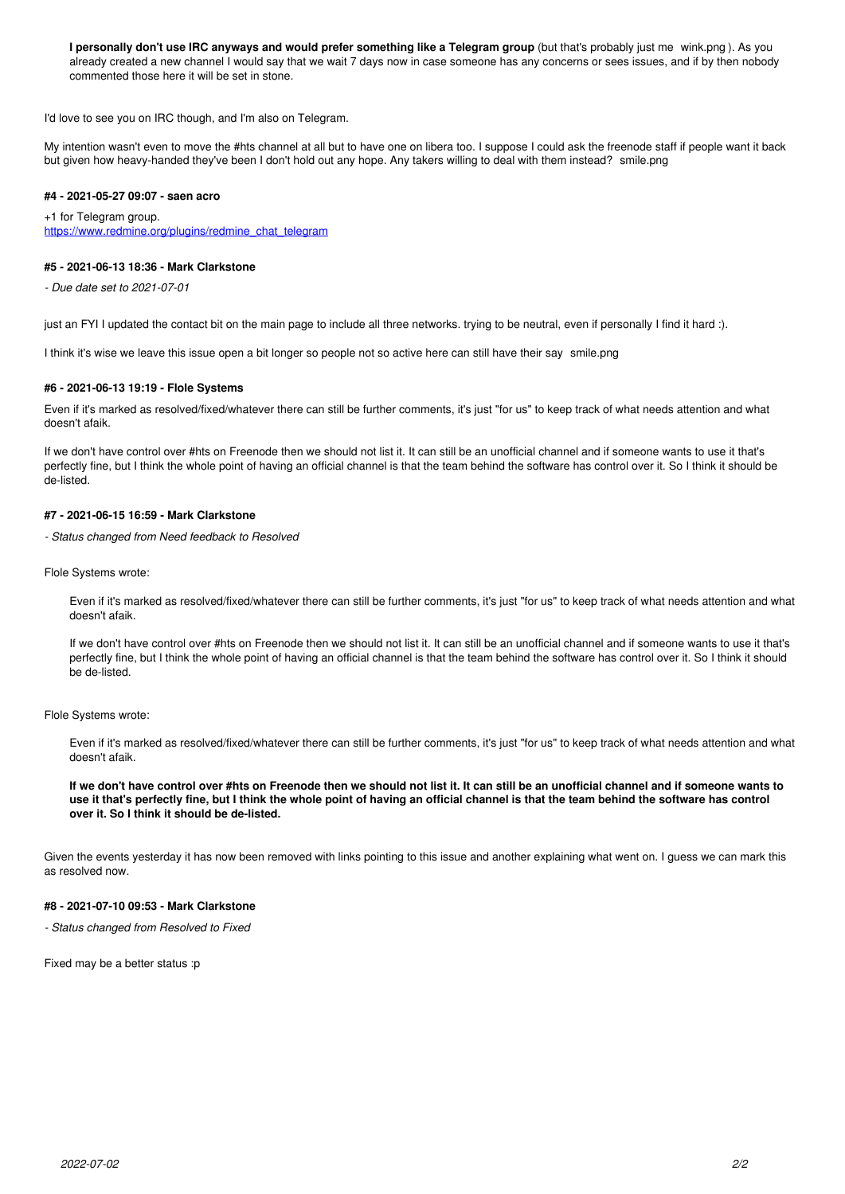> **I personally don't use IRC anyways and would prefer something like a Telegram group** (but that's probably just me wink.png ). As you already created a new channel I would say that we wait 7 days now in case someone has any concerns or sees issues, and if by then nobody commented those here it will be set in stone.

I'd love to see you on IRC though, and I'm also on Telegram.

My intention wasn't even to move the #hts channel at all but to have one on libera too. I suppose I could ask the freenode staff if people want it back but given how heavy-handed they've been I don't hold out any hope. Any takers willing to deal with them instead? smile.png

#### #4 - 2021-05-27 09:07 - saen acro

+1 for Telegram group.
[https://www.redmine.org/plugins/redmine_chat_telegram](https://www.redmine.org/plugins/redmine_chat_telegram)

#### #5 - 2021-06-13 18:36 - Mark Clarkstone

*- Due date set to 2021-07-01*

just an FYI I updated the contact bit on the main page to include all three networks. trying to be neutral, even if personally I find it hard :).

I think it's wise we leave this issue open a bit longer so people not so active here can still have their say smile.png

#### #6 - 2021-06-13 19:19 - Flole Systems

Even if it's marked as resolved/fixed/whatever there can still be further comments, it's just "for us" to keep track of what needs attention and what doesn't afaik.

If we don't have control over #hts on Freenode then we should not list it. It can still be an unofficial channel and if someone wants to use it that's perfectly fine, but I think the whole point of having an official channel is that the team behind the software has control over it. So I think it should be de-listed.

#### #7 - 2021-06-15 16:59 - Mark Clarkstone

*- Status changed from Need feedback to Resolved*

Flole Systems wrote:

> Even if it's marked as resolved/fixed/whatever there can still be further comments, it's just "for us" to keep track of what needs attention and what doesn't afaik.
>
> If we don't have control over #hts on Freenode then we should not list it. It can still be an unofficial channel and if someone wants to use it that's perfectly fine, but I think the whole point of having an official channel is that the team behind the software has control over it. So I think it should be de-listed.

Flole Systems wrote:

> Even if it's marked as resolved/fixed/whatever there can still be further comments, it's just "for us" to keep track of what needs attention and what doesn't afaik.
>
> **If we don't have control over #hts on Freenode then we should not list it. It can still be an unofficial channel and if someone wants to use it that's perfectly fine, but I think the whole point of having an official channel is that the team behind the software has control over it. So I think it should be de-listed.**

Given the events yesterday it has now been removed with links pointing to this issue and another explaining what went on. I guess we can mark this as resolved now.

#### #8 - 2021-07-10 09:53 - Mark Clarkstone

*- Status changed from Resolved to Fixed*

Fixed may be a better status :p